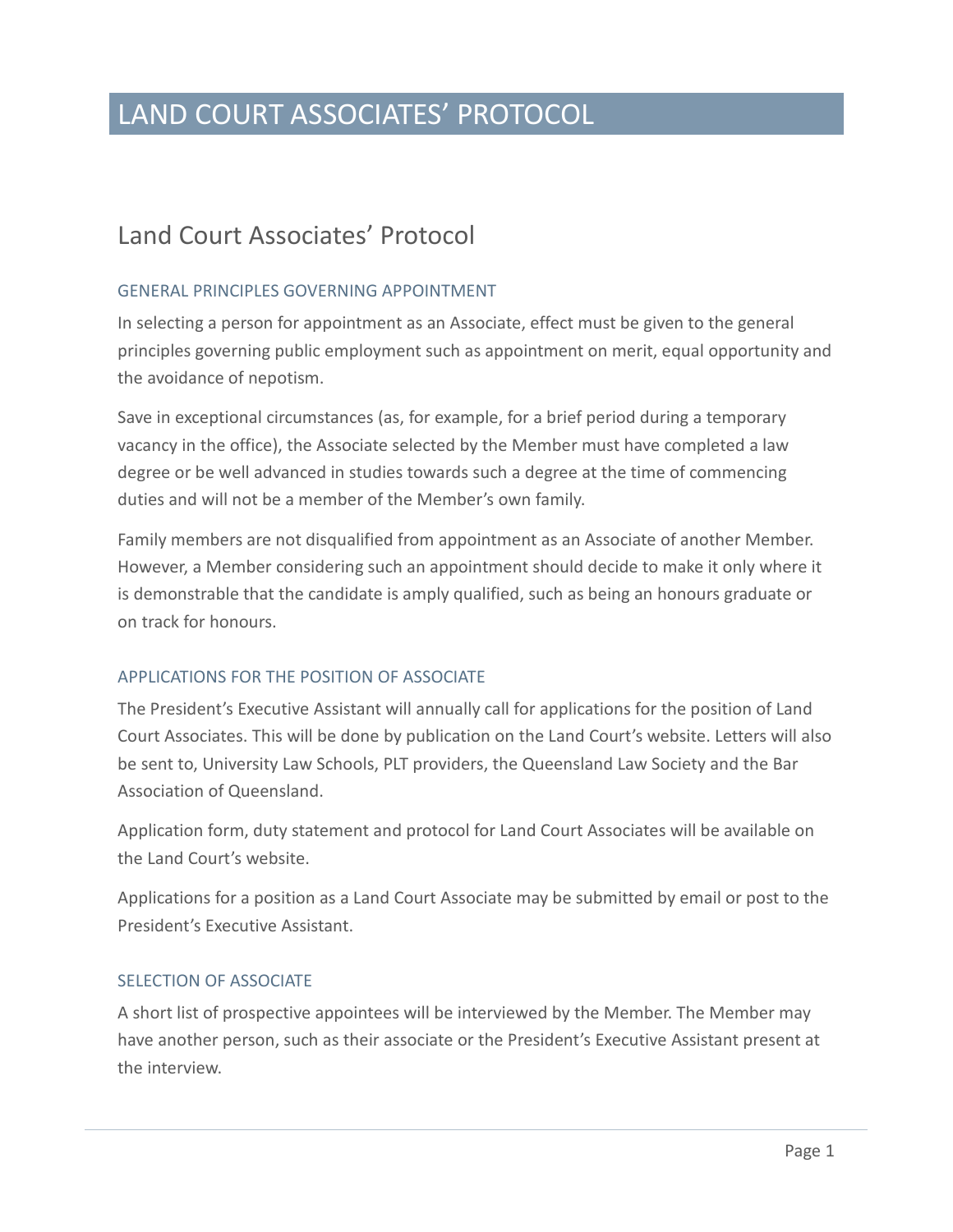# LAND COURT ASSOCIATES' PROTOCOL

## Land Court Associates' Protocol

### GENERAL PRINCIPLES GOVERNING APPOINTMENT

In selecting a person for appointment as an Associate, effect must be given to the general principles governing public employment such as appointment on merit, equal opportunity and the avoidance of nepotism.

Save in exceptional circumstances (as, for example, for a brief period during a temporary vacancy in the office), the Associate selected by the Member must have completed a law degree or be well advanced in studies towards such a degree at the time of commencing duties and will not be a member of the Member's own family.

Family members are not disqualified from appointment as an Associate of another Member. However, a Member considering such an appointment should decide to make it only where it is demonstrable that the candidate is amply qualified, such as being an honours graduate or on track for honours.

### APPLICATIONS FOR THE POSITION OF ASSOCIATE

The President's Executive Assistant will annually call for applications for the position of Land Court Associates. This will be done by publication on the Land Court's website. Letters will also be sent to, University Law Schools, PLT providers, the Queensland Law Society and the Bar Association of Queensland.

Application form, duty statement and protocol for Land Court Associates will be available on the Land Court's website.

Applications for a position as a Land Court Associate may be submitted by email or post to the President's Executive Assistant.

### SELECTION OF ASSOCIATE

A short list of prospective appointees will be interviewed by the Member. The Member may have another person, such as their associate or the President's Executive Assistant present at the interview.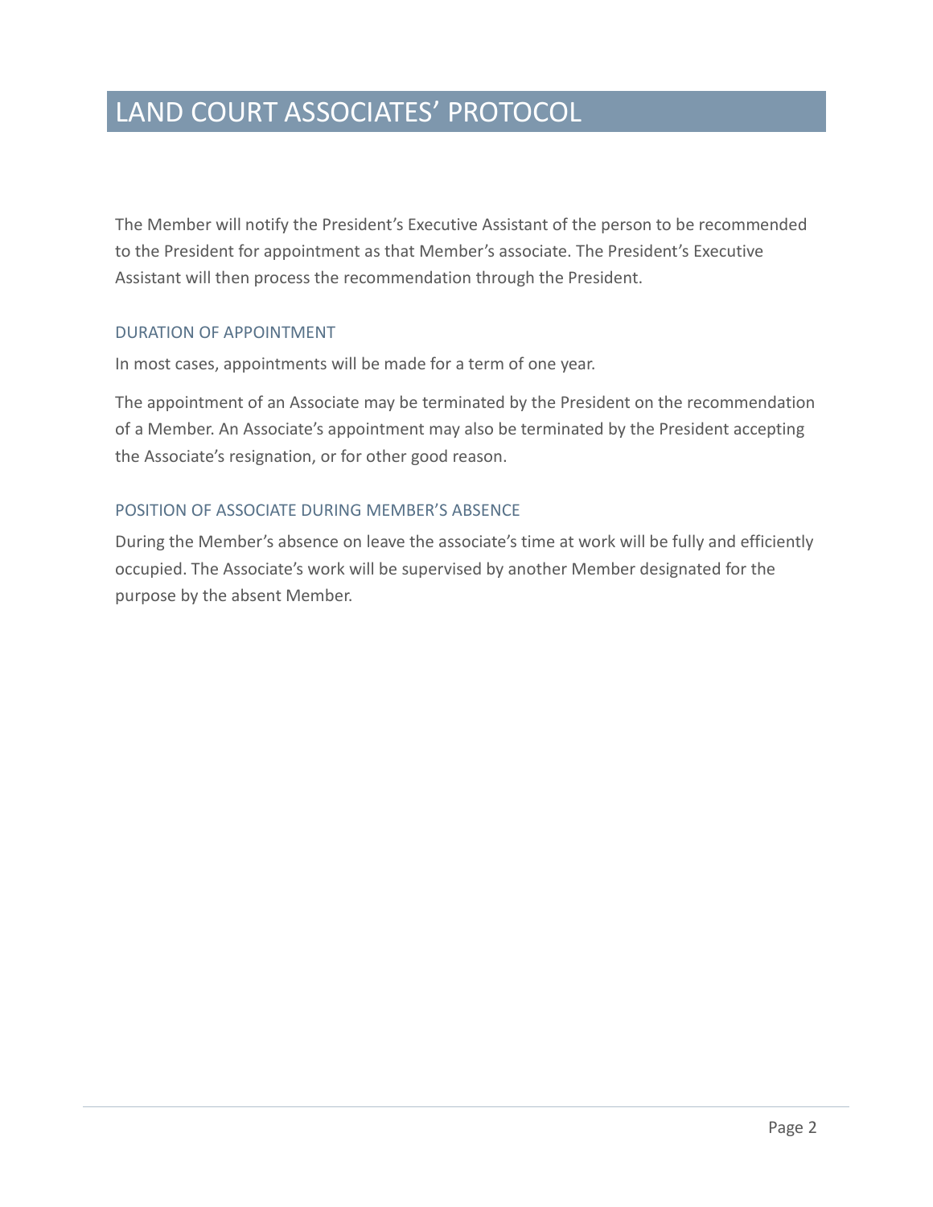# LAND COURT ASSOCIATES' PROTOCOL

The Member will notify the President's Executive Assistant of the person to be recommended to the President for appointment as that Member's associate. The President's Executive Assistant will then process the recommendation through the President.

## DURATION OF APPOINTMENT

In most cases, appointments will be made for a term of one year.

The appointment of an Associate may be terminated by the President on the recommendation of a Member. An Associate's appointment may also be terminated by the President accepting the Associate's resignation, or for other good reason.

## POSITION OF ASSOCIATE DURING MEMBER'S ABSENCE

During the Member's absence on leave the associate's time at work will be fully and efficiently occupied. The Associate's work will be supervised by another Member designated for the purpose by the absent Member.